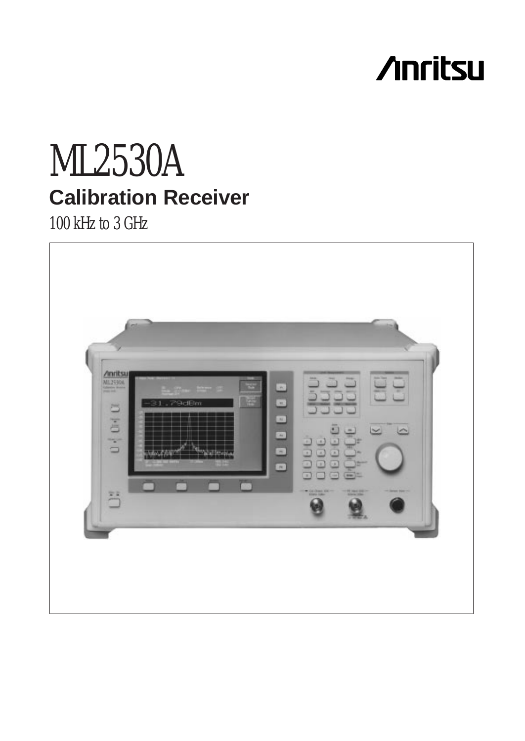Anritsu

# ML2530A

## Calibration Receiver

100 kHz to 3 GHz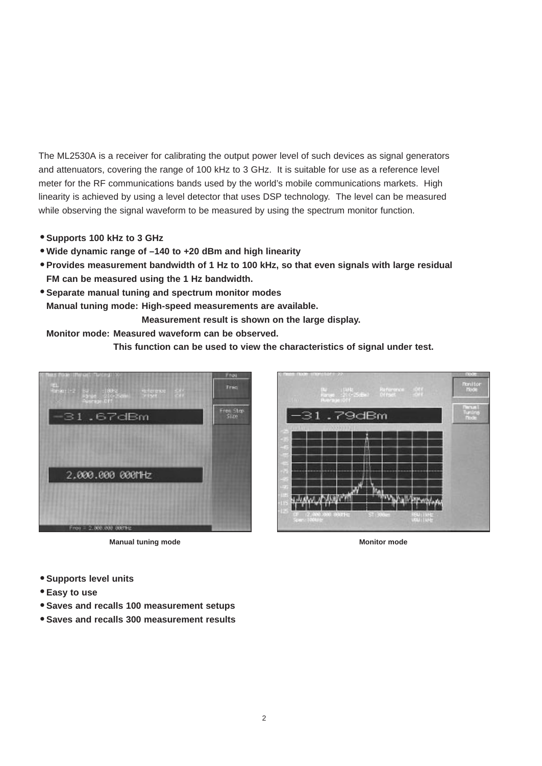The ML2530A is a receiver for calibrating the output power level of such devices as signal generators and attenuators, covering the range of 100 kHz to 3 GHz. It is suitable for use as a reference level meter for the RF communications bands used by the world's mobile communications markets. High linearity is achieved by using a level detector that uses DSP technology. The level can be measured while observing the signal waveform to be measured by using the spectrum monitor function.

- **Supports 100 kHz to 3 GHz**
- **Wide dynamic range of –140 to +20 dBm and high linearity**
- **Provides measurement bandwidth of 1 Hz to 100 kHz, so that even signals with large residual FM can be measured using the 1 Hz bandwidth.**
- **Separate manual tuning and spectrum monitor modes**
  **Manual tuning mode: High-speed measurements are available.**
  **Measurement result is shown on the large display.**
  **Monitor mode: Measured waveform can be observed.**
  **This function can be used to view the characteristics of signal under test.**

**Manual tuning mode**

**Monitor mode**

- **Supports level units**
- **Easy to use**
- **Saves and recalls 100 measurement setups**
- **Saves and recalls 300 measurement results**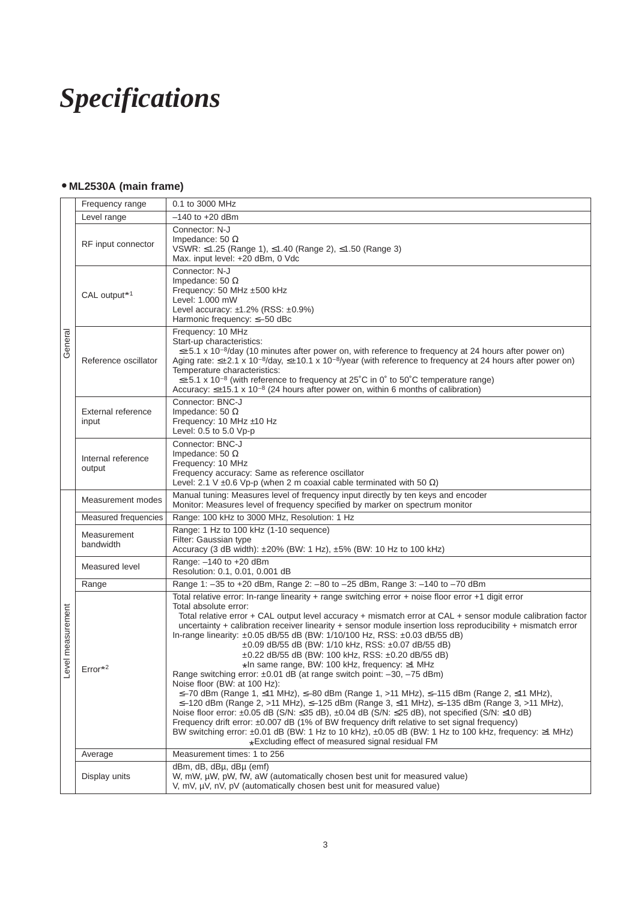# *Specifications*

### • ML2530A (main frame)

| | | |
|---|---|---|
| General | Frequency range | 0.1 to 3000 MHz |
| | Level range | –140 to +20 dBm |
| | RF input connector | Connector: N-J<br>Impedance: 50 Ω<br>VSWR: ≤1.25 (Range 1), ≤1.40 (Range 2), ≤1.50 (Range 3)<br>Max. input level: +20 dBm, 0 Vdc |
| | CAL output*1 | Connector: N-J<br>Impedance: 50 Ω<br>Frequency: 50 MHz ±500 kHz<br>Level: 1.000 mW<br>Level accuracy: ±1.2% (RSS: ±0.9%)<br>Harmonic frequency: ≤–50 dBc |
| | Reference oscillator | Frequency: 10 MHz<br>Start-up characteristics:<br>≤±5.1 x $10^{-8}$/day (10 minutes after power on, with reference to frequency at 24 hours after power on)<br>Aging rate: ≤±2.1 x $10^{-8}$/day, ≤±10.1 x $10^{-8}$/year (with reference to frequency at 24 hours after power on)<br>Temperature characteristics:<br>≤±5.1 x $10^{-8}$ (with reference to frequency at 25˚C in 0˚ to 50˚C temperature range)<br>Accuracy: ≤±15.1 x $10^{-8}$ (24 hours after power on, within 6 months of calibration) |
| | External reference input | Connector: BNC-J<br>Impedance: 50 Ω<br>Frequency: 10 MHz ±10 Hz<br>Level: 0.5 to 5.0 Vp-p |
| | Internal reference output | Connector: BNC-J<br>Impedance: 50 Ω<br>Frequency: 10 MHz<br>Frequency accuracy: Same as reference oscillator<br>Level: 2.1 V ±0.6 Vp-p (when 2 m coaxial cable terminated with 50 Ω) |
| Level measurement | Measurement modes | Manual tuning: Measures level of frequency input directly by ten keys and encoder<br>Monitor: Measures level of frequency specified by marker on spectrum monitor |
| | Measured frequencies | Range: 100 kHz to 3000 MHz, Resolution: 1 Hz |
| | Measurement bandwidth | Range: 1 Hz to 100 kHz (1-10 sequence)<br>Filter: Gaussian type<br>Accuracy (3 dB width): ±20% (BW: 1 Hz), ±5% (BW: 10 Hz to 100 kHz) |
| | Measured level | Range: –140 to +20 dBm<br>Resolution: 0.1, 0.01, 0.001 dB |
| | Range | Range 1: –35 to +20 dBm, Range 2: –80 to –25 dBm, Range 3: –140 to –70 dBm |
| | Error*2 | Total relative error: In-range linearity + range switching error + noise floor error +1 digit error<br>Total absolute error:<br>Total relative error + CAL output level accuracy + mismatch error at CAL + sensor module calibration factor uncertainty + calibration receiver linearity + sensor module insertion loss reproducibility + mismatch error<br>In-range linearity: ±0.05 dB/55 dB (BW: 1/10/100 Hz, RSS: ±0.03 dB/55 dB)<br>±0.09 dB/55 dB (BW: 1/10 kHz, RSS: ±0.07 dB/55 dB)<br>±0.22 dB/55 dB (BW: 100 kHz, RSS: ±0.20 dB/55 dB)<br>*In same range, BW: 100 kHz, frequency: ≥1 MHz<br>Range switching error: ±0.01 dB (at range switch point: –30, –75 dBm)<br>Noise floor (BW: at 100 Hz):<br>≤–70 dBm (Range 1, ≤11 MHz), ≤–80 dBm (Range 1, >11 MHz), ≤–115 dBm (Range 2, ≤11 MHz),<br>≤–120 dBm (Range 2, >11 MHz), ≤–125 dBm (Range 3, ≤11 MHz), ≤–135 dBm (Range 3, >11 MHz),<br>Noise floor error: ±0.05 dB (S/N: ≤35 dB), ±0.04 dB (S/N: ≤25 dB), not specified (S/N: ≤10 dB)<br>Frequency drift error: ±0.007 dB (1% of BW frequency drift relative to set signal frequency)<br>BW switching error: ±0.01 dB (BW: 1 Hz to 10 kHz), ±0.05 dB (BW: 1 Hz to 100 kHz, frequency: ≥1 MHz)<br>*Excluding effect of measured signal residual FM |
| | Average | Measurement times: 1 to 256 |
| | Display units | dBm, dB, dBµ, dBµ (emf)<br>W, mW, µW, pW, fW, aW (automatically chosen best unit for measured value)<br>V, mV, µV, nV, pV (automatically chosen best unit for measured value) |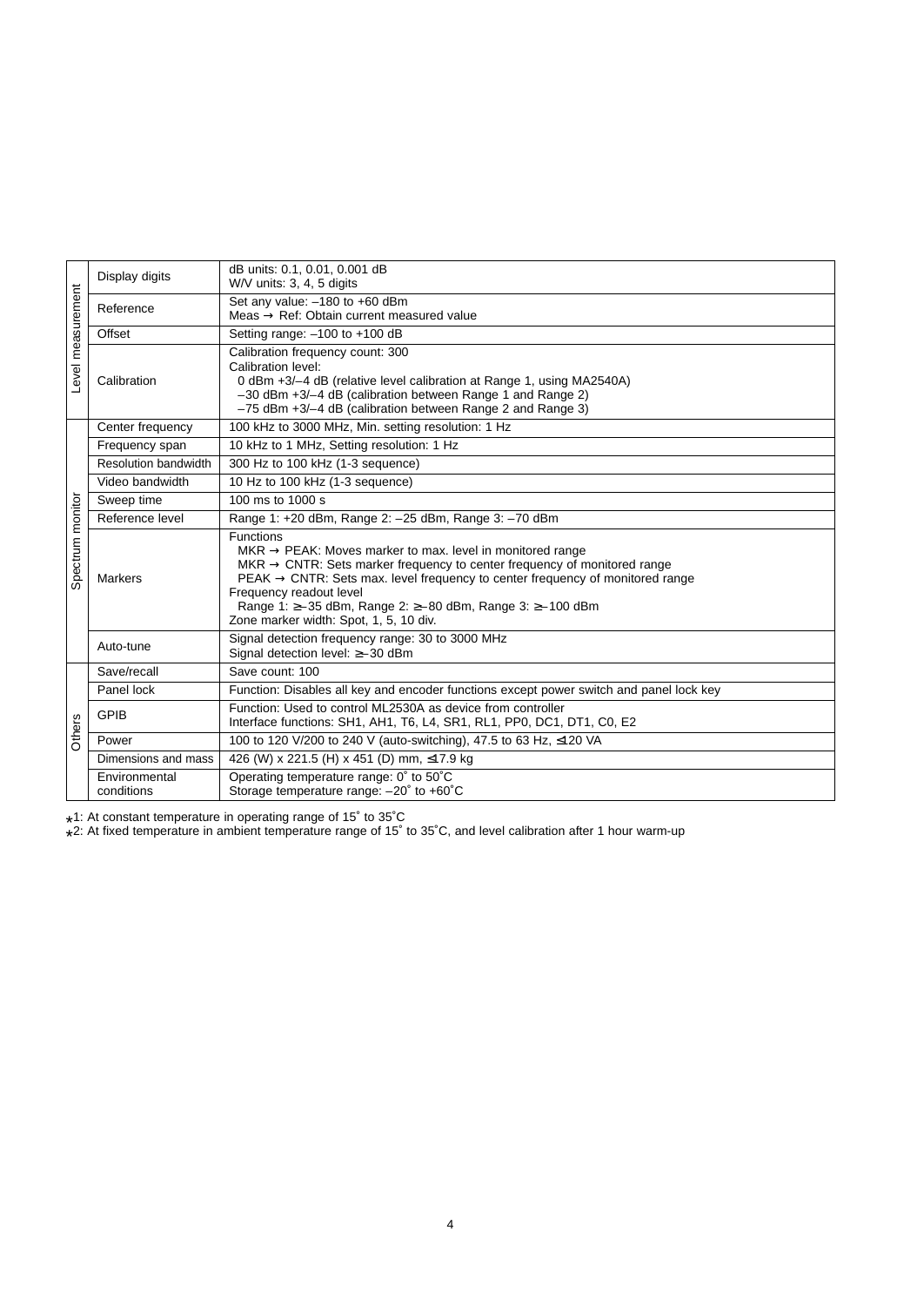| | | |
|---|---|---|
| Level measurement | Display digits | dB units: 0.1, 0.01, 0.001 dB<br>W/V units: 3, 4, 5 digits |
| | Reference | Set any value: –180 to +60 dBm<br>Meas → Ref: Obtain current measured value |
| | Offset | Setting range: –100 to +100 dB |
| | Calibration | Calibration frequency count: 300<br>Calibration level:<br>0 dBm +3/–4 dB (relative level calibration at Range 1, using MA2540A)<br>–30 dBm +3/–4 dB (calibration between Range 1 and Range 2)<br>–75 dBm +3/–4 dB (calibration between Range 2 and Range 3) |
| Spectrum monitor | Center frequency | 100 kHz to 3000 MHz, Min. setting resolution: 1 Hz |
| | Frequency span | 10 kHz to 1 MHz, Setting resolution: 1 Hz |
| | Resolution bandwidth | 300 Hz to 100 kHz (1-3 sequence) |
| | Video bandwidth | 10 Hz to 100 kHz (1-3 sequence) |
| | Sweep time | 100 ms to 1000 s |
| | Reference level | Range 1: +20 dBm, Range 2: –25 dBm, Range 3: –70 dBm |
| | Markers | Functions<br>MKR → PEAK: Moves marker to max. level in monitored range<br>MKR → CNTR: Sets marker frequency to center frequency of monitored range<br>PEAK → CNTR: Sets max. level frequency to center frequency of monitored range<br>Frequency readout level<br>Range 1: ≥–35 dBm, Range 2: ≥–80 dBm, Range 3: ≥–100 dBm<br>Zone marker width: Spot, 1, 5, 10 div. |
| | Auto-tune | Signal detection frequency range: 30 to 3000 MHz<br>Signal detection level: ≥–30 dBm |
| Others | Save/recall | Save count: 100 |
| | Panel lock | Function: Disables all key and encoder functions except power switch and panel lock key |
| | GPIB | Function: Used to control ML2530A as device from controller<br>Interface functions: SH1, AH1, T6, L4, SR1, RL1, PP0, DC1, DT1, C0, E2 |
| | Power | 100 to 120 V/200 to 240 V (auto-switching), 47.5 to 63 Hz, ≤120 VA |
| | Dimensions and mass | 426 (W) x 221.5 (H) x 451 (D) mm, ≤17.9 kg |
| | Environmental conditions | Operating temperature range: 0˚ to 50˚C<br>Storage temperature range: –20˚ to +60˚C |

*1: At constant temperature in operating range of 15˚ to 35˚C
*2: At fixed temperature in ambient temperature range of 15˚ to 35˚C, and level calibration after 1 hour warm-up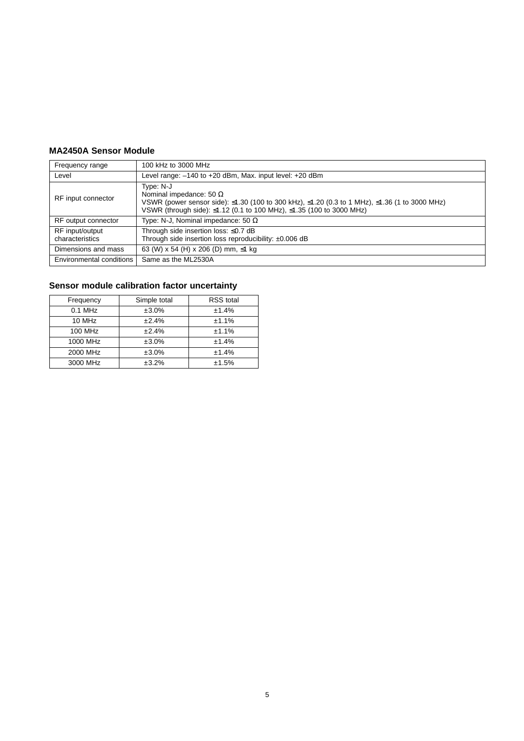### MA2450A Sensor Module

| | |
|---|---|
| Frequency range | 100 kHz to 3000 MHz |
| Level | Level range: –140 to +20 dBm, Max. input level: +20 dBm |
| RF input connector | Type: N-J<br>Nominal impedance: 50 Ω<br>VSWR (power sensor side): ≤1.30 (100 to 300 kHz), ≤1.20 (0.3 to 1 MHz), ≤1.36 (1 to 3000 MHz)<br>VSWR (through side): ≤1.12 (0.1 to 100 MHz), ≤1.35 (100 to 3000 MHz) |
| RF output connector | Type: N-J, Nominal impedance: 50 Ω |
| RF input/output characteristics | Through side insertion loss: ≤0.7 dB<br>Through side insertion loss reproducibility: ±0.006 dB |
| Dimensions and mass | 63 (W) x 54 (H) x 206 (D) mm, ≤1 kg |
| Environmental conditions | Same as the ML2530A |

### Sensor module calibration factor uncertainty

| Frequency | Simple total | RSS total |
|---|---|---|
| 0.1 MHz | ±3.0% | ±1.4% |
| 10 MHz | ±2.4% | ±1.1% |
| 100 MHz | ±2.4% | ±1.1% |
| 1000 MHz | ±3.0% | ±1.4% |
| 2000 MHz | ±3.0% | ±1.4% |
| 3000 MHz | ±3.2% | ±1.5% |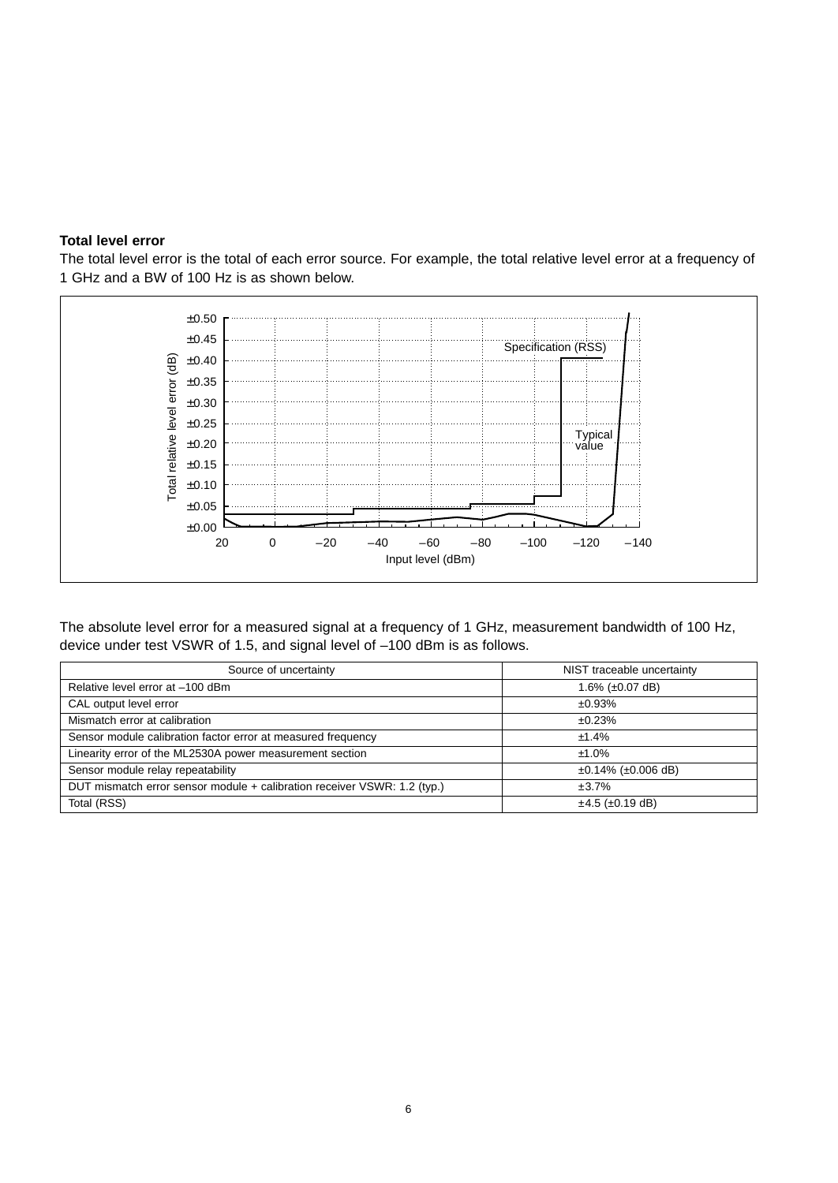**Total level error**

The total level error is the total of each error source. For example, the total relative level error at a frequency of 1 GHz and a BW of 100 Hz is as shown below.

The absolute level error for a measured signal at a frequency of 1 GHz, measurement bandwidth of 100 Hz, device under test VSWR of 1.5, and signal level of –100 dBm is as follows.

| Source of uncertainty | NIST traceable uncertainty |
|---|---|
| Relative level error at –100 dBm | 1.6% (±0.07 dB) |
| CAL output level error | ±0.93% |
| Mismatch error at calibration | ±0.23% |
| Sensor module calibration factor error at measured frequency | ±1.4% |
| Linearity error of the ML2530A power measurement section | ±1.0% |
| Sensor module relay repeatability | ±0.14% (±0.006 dB) |
| DUT mismatch error sensor module + calibration receiver VSWR: 1.2 (typ.) | ±3.7% |
| Total (RSS) | ±4.5 (±0.19 dB) |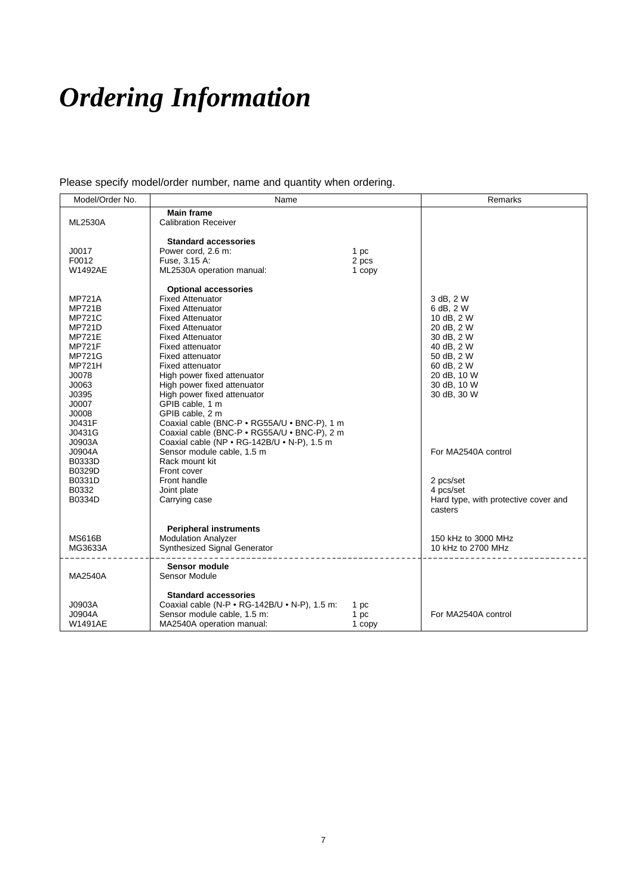# *Ordering Information*

Please specify model/order number, name and quantity when ordering.

| Model/Order No. | Name | | Remarks |
|---|---|---|---|
| | **Main frame** | | |
| ML2530A | Calibration Receiver | | |
| | **Standard accessories** | | |
| J0017 | Power cord, 2.6 m: | 1 pc | |
| F0012 | Fuse, 3.15 A: | 2 pcs | |
| W1492AE | ML2530A operation manual: | 1 copy | |
| | **Optional accessories** | | |
| MP721A | Fixed Attenuator | | 3 dB, 2 W |
| MP721B | Fixed Attenuator | | 6 dB, 2 W |
| MP721C | Fixed Attenuator | | 10 dB, 2 W |
| MP721D | Fixed Attenuator | | 20 dB, 2 W |
| MP721E | Fixed Attenuator | | 30 dB, 2 W |
| MP721F | Fixed attenuator | | 40 dB, 2 W |
| MP721G | Fixed attenuator | | 50 dB, 2 W |
| MP721H | Fixed attenuator | | 60 dB, 2 W |
| J0078 | High power fixed attenuator | | 20 dB, 10 W |
| J0063 | High power fixed attenuator | | 30 dB, 10 W |
| J0395 | High power fixed attenuator | | 30 dB, 30 W |
| J0007 | GPIB cable, 1 m | | |
| J0008 | GPIB cable, 2 m | | |
| J0431F | Coaxial cable (BNC-P • RG55A/U • BNC-P), 1 m | | |
| J0431G | Coaxial cable (BNC-P • RG55A/U • BNC-P), 2 m | | |
| J0903A | Coaxial cable (NP • RG-142B/U • N-P), 1.5 m | | |
| J0904A | Sensor module cable, 1.5 m | | For MA2540A control |
| B0333D | Rack mount kit | | |
| B0329D | Front cover | | |
| B0331D | Front handle | | 2 pcs/set |
| B0332 | Joint plate | | 4 pcs/set |
| B0334D | Carrying case | | Hard type, with protective cover and casters |
| | **Peripheral instruments** | | |
| MS616B | Modulation Analyzer | | 150 kHz to 3000 MHz |
| MG3633A | Synthesized Signal Generator | | 10 kHz to 2700 MHz |
| | **Sensor module** | | |
| MA2540A | Sensor Module | | |
| | **Standard accessories** | | |
| J0903A | Coaxial cable (N-P • RG-142B/U • N-P), 1.5 m: | 1 pc | |
| J0904A | Sensor module cable, 1.5 m: | 1 pc | For MA2540A control |
| W1491AE | MA2540A operation manual: | 1 copy | |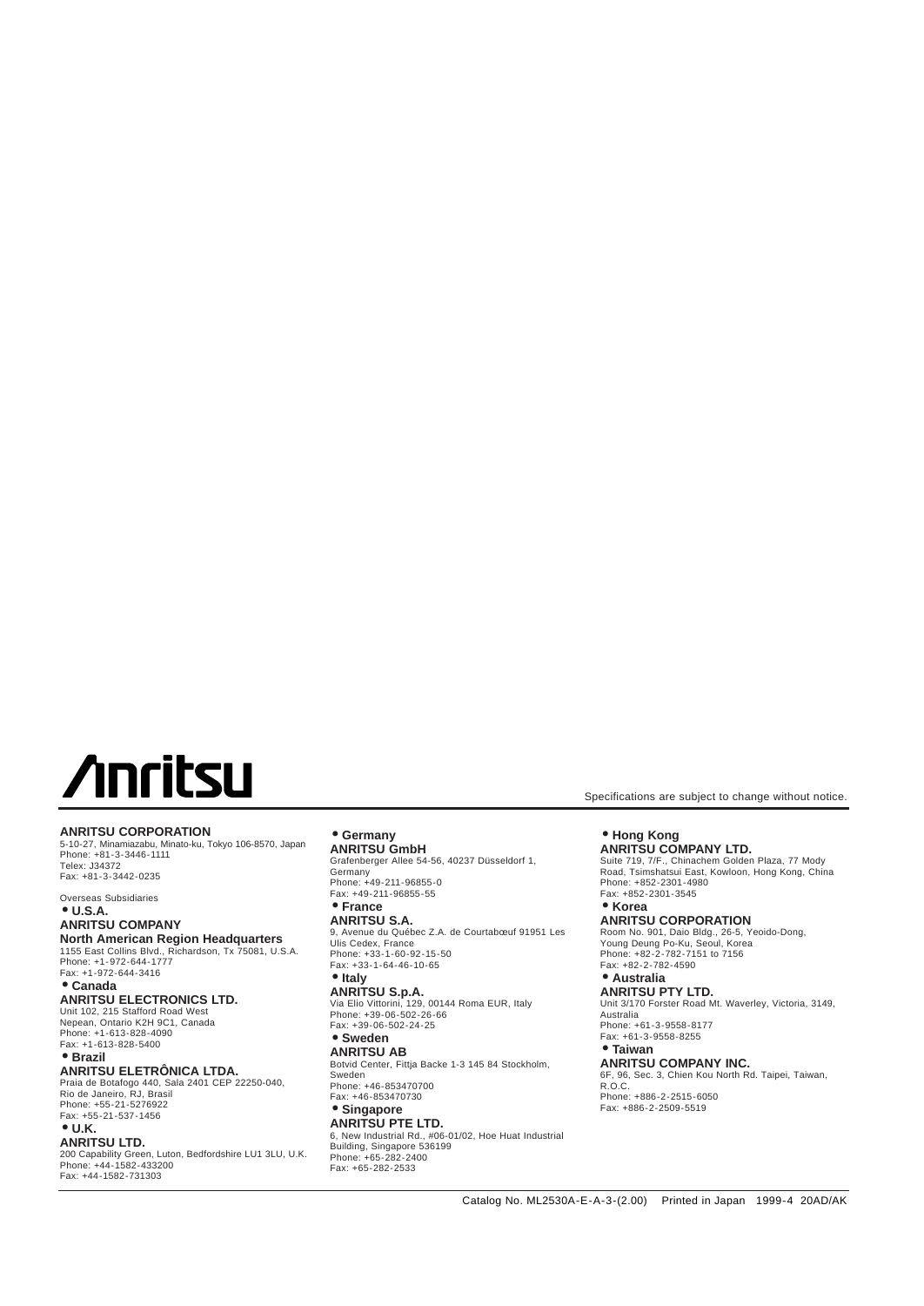# Anritsu

Specifications are subject to change without notice.

**ANRITSU CORPORATION**
5-10-27, Minamiazabu, Minato-ku, Tokyo 106-8570, Japan
Phone: +81-3-3446-1111
Telex: J34372
Fax: +81-3-3442-0235

Overseas Subsidiaries

- **U.S.A.**

**ANRITSU COMPANY**
**North American Region Headquarters**
1155 East Collins Blvd., Richardson, Tx 75081, U.S.A.
Phone: +1-972-644-1777
Fax: +1-972-644-3416

- **Canada**

**ANRITSU ELECTRONICS LTD.**
Unit 102, 215 Stafford Road West
Nepean, Ontario K2H 9C1, Canada
Phone: +1-613-828-4090
Fax: +1-613-828-5400

- **Brazil**

**ANRITSU ELETRÔNICA LTDA.**
Praia de Botafogo 440, Sala 2401 CEP 22250-040,
Rio de Janeiro, RJ, Brasil
Phone: +55-21-5276922
Fax: +55-21-537-1456

- **U.K.**

**ANRITSU LTD.**
200 Capability Green, Luton, Bedfordshire LU1 3LU, U.K.
Phone: +44-1582-433200
Fax: +44-1582-731303

- **Germany**

**ANRITSU GmbH**
Grafenberger Allee 54-56, 40237 Düsseldorf 1,
Germany
Phone: +49-211-96855-0
Fax: +49-211-96855-55

- **France**

**ANRITSU S.A.**
9, Avenue du Québec Z.A. de Courtabœuf 91951 Les
Ulis Cedex, France
Phone: +33-1-60-92-15-50
Fax: +33-1-64-46-10-65

- **Italy**

**ANRITSU S.p.A.**
Via Elio Vittorini, 129, 00144 Roma EUR, Italy
Phone: +39-06-502-26-66
Fax: +39-06-502-24-25

- **Sweden**

**ANRITSU AB**
Botvid Center, Fittja Backe 1-3 145 84 Stockholm,
Sweden
Phone: +46-853470700
Fax: +46-853470730

- **Singapore**

**ANRITSU PTE LTD.**
6, New Industrial Rd., #06-01/02, Hoe Huat Industrial
Building, Singapore 536199
Phone: +65-282-2400
Fax: +65-282-2533

- **Hong Kong**

**ANRITSU COMPANY LTD.**
Suite 719, 7/F., Chinachem Golden Plaza, 77 Mody
Road, Tsimshatsui East, Kowloon, Hong Kong, China
Phone: +852-2301-4980
Fax: +852-2301-3545

- **Korea**

**ANRITSU CORPORATION**
Room No. 901, Daio Bldg., 26-5, Yeoido-Dong,
Young Deung Po-Ku, Seoul, Korea
Phone: +82-2-782-7151 to 7156
Fax: +82-2-782-4590

- **Australia**

**ANRITSU PTY LTD.**
Unit 3/170 Forster Road Mt. Waverley, Victoria, 3149,
Australia
Phone: +61-3-9558-8177
Fax: +61-3-9558-8255

- **Taiwan**

**ANRITSU COMPANY INC.**
6F, 96, Sec. 3, Chien Kou North Rd. Taipei, Taiwan,
R.O.C.
Phone: +886-2-2515-6050
Fax: +886-2-2509-5519

Catalog No. ML2530A-E-A-3-(2.00) Printed in Japan 1999-4 20AD/AK